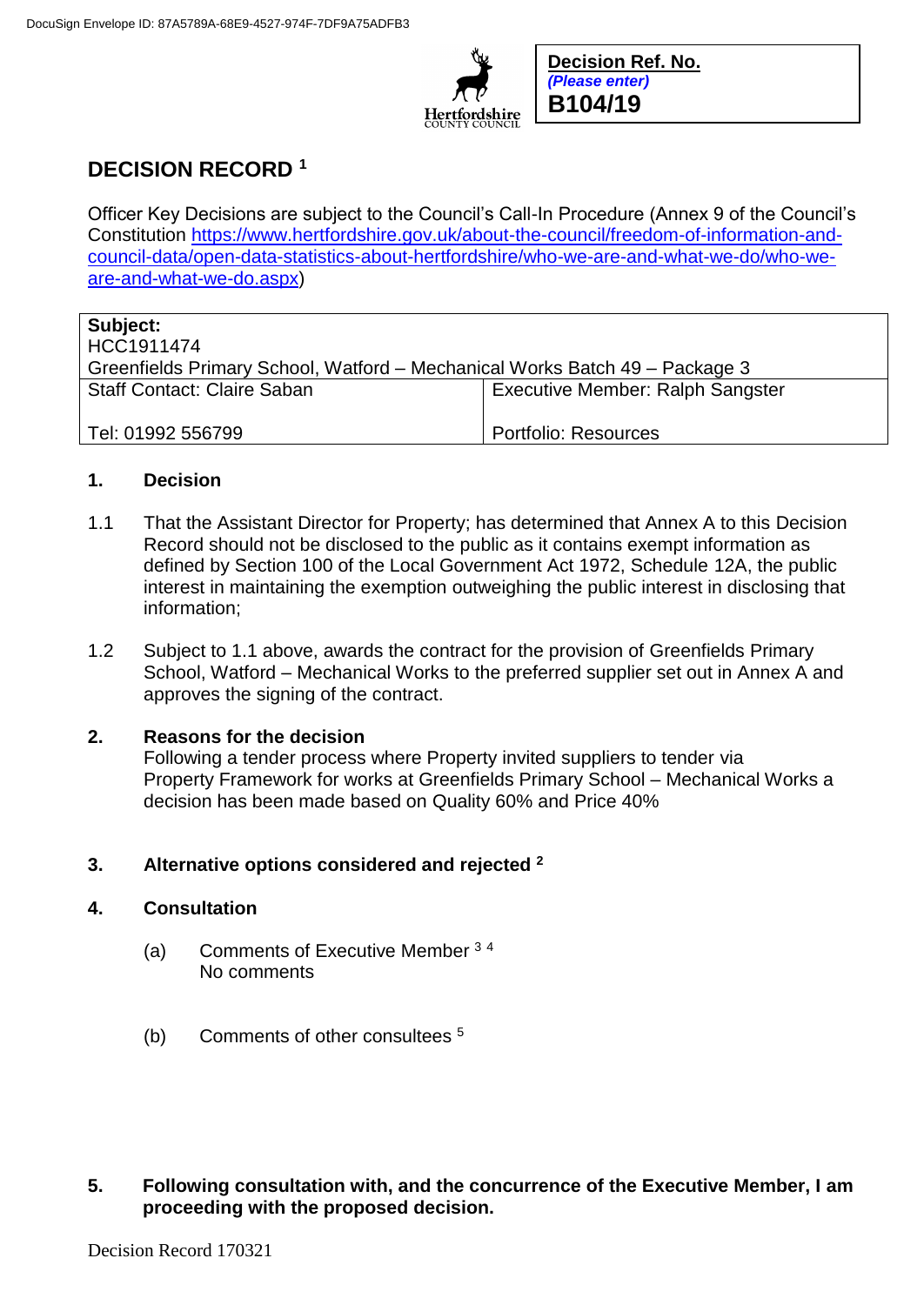**Decision Ref. No.**
*(Please enter)*
**B104/19**

# DECISION RECORD [1]

Officer Key Decisions are subject to the Council's Call-In Procedure (Annex 9 of the Council's Constitution https://www.hertfordshire.gov.uk/about-the-council/freedom-of-information-and-council-data/open-data-statistics-about-hertfordshire/who-we-are-and-what-we-do/who-we-are-and-what-we-do.aspx)

| **Subject:** HCC1911474 Greenfields Primary School, Watford – Mechanical Works Batch 49 – Package 3 | |
|---|---|
| Staff Contact: Claire Saban<br><br>Tel: 01992 556799 | Executive Member: Ralph Sangster<br><br>Portfolio: Resources |

## 1. Decision

1.1 That the Assistant Director for Property; has determined that Annex A to this Decision Record should not be disclosed to the public as it contains exempt information as defined by Section 100 of the Local Government Act 1972, Schedule 12A, the public interest in maintaining the exemption outweighing the public interest in disclosing that information;

1.2 Subject to 1.1 above, awards the contract for the provision of Greenfields Primary School, Watford – Mechanical Works to the preferred supplier set out in Annex A and approves the signing of the contract.

## 2. Reasons for the decision

Following a tender process where Property invited suppliers to tender via Property Framework for works at Greenfields Primary School – Mechanical Works a decision has been made based on Quality 60% and Price 40%

## 3. Alternative options considered and rejected [2]

## 4. Consultation

(a) Comments of Executive Member [3] [4]
No comments

(b) Comments of other consultees [5]

## 5. Following consultation with, and the concurrence of the Executive Member, I am proceeding with the proposed decision.

Decision Record 170321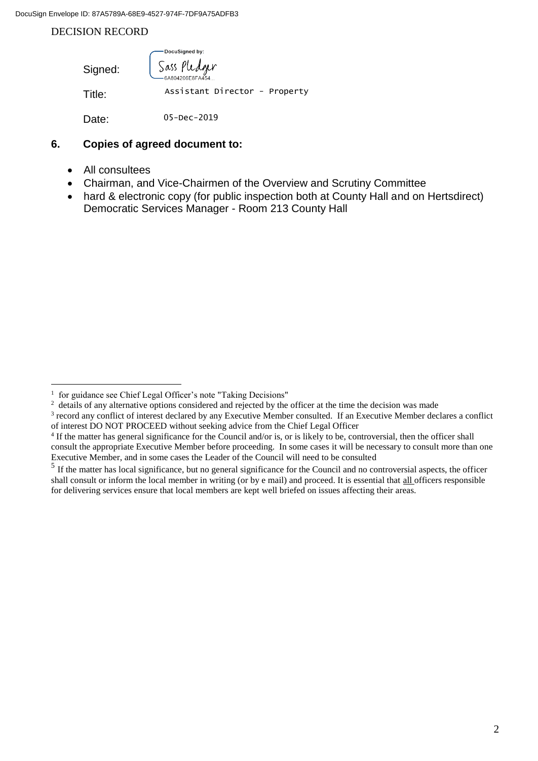DocuSign Envelope ID: 87A5789A-68E9-4527-974F-7DF9A75ADFB3

DECISION RECORD

Signed: DocuSigned by: Sass Pledger 6A804206E8FA454...

Title: Assistant Director - Property

Date: 05-Dec-2019

## 6. Copies of agreed document to:

- All consultees
- Chairman, and Vice-Chairmen of the Overview and Scrutiny Committee
- hard & electronic copy (for public inspection both at County Hall and on Hertsdirect) Democratic Services Manager - Room 213 County Hall

---

[1] for guidance see Chief Legal Officer's note "Taking Decisions"

[2] details of any alternative options considered and rejected by the officer at the time the decision was made

[3] record any conflict of interest declared by any Executive Member consulted. If an Executive Member declares a conflict of interest DO NOT PROCEED without seeking advice from the Chief Legal Officer

[4] If the matter has general significance for the Council and/or is, or is likely to be, controversial, then the officer shall consult the appropriate Executive Member before proceeding. In some cases it will be necessary to consult more than one Executive Member, and in some cases the Leader of the Council will need to be consulted

[5] If the matter has local significance, but no general significance for the Council and no controversial aspects, the officer shall consult or inform the local member in writing (or by e mail) and proceed. It is essential that all officers responsible for delivering services ensure that local members are kept well briefed on issues affecting their areas.